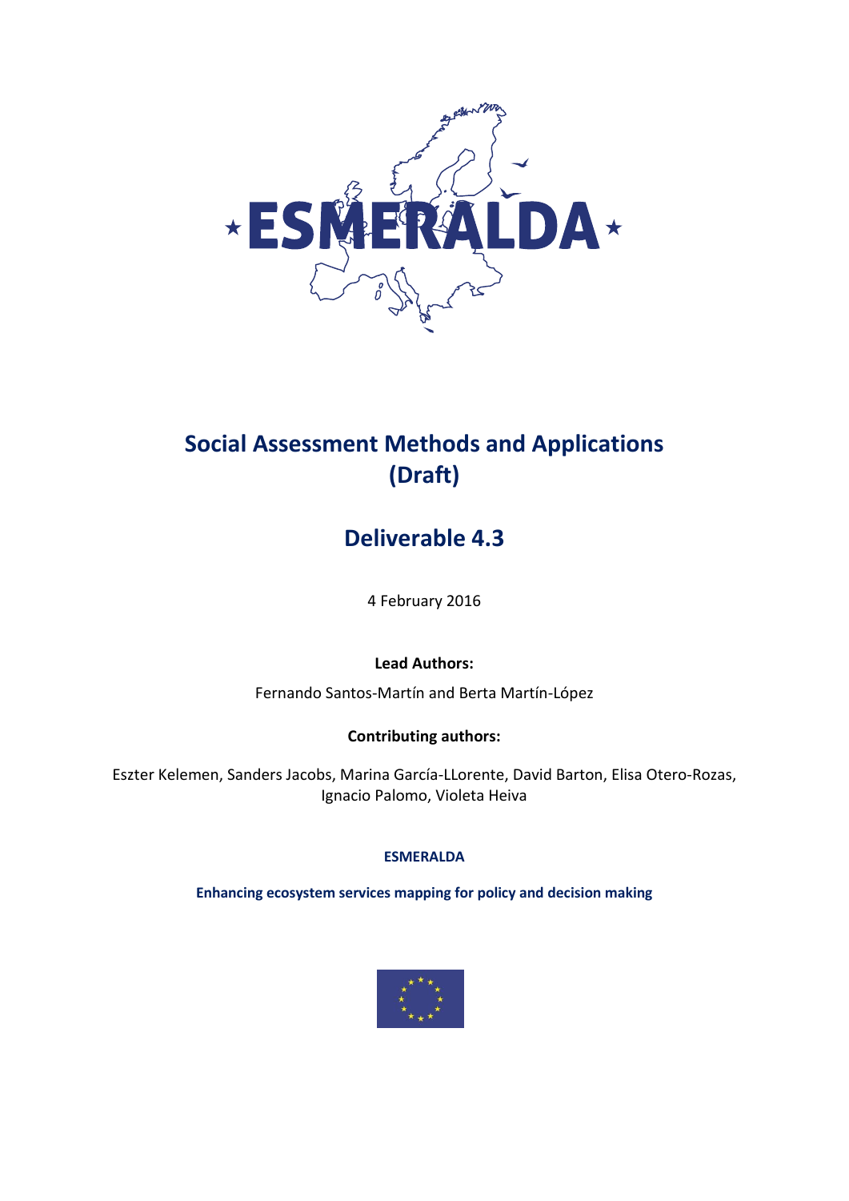# Social Assessment Methods and Applications (Draft)

## Deliverable 4.3

4 February 2016

**Lead Authors:**

Fernando Santos-Martín and Berta Martín-López

**Contributing authors:**

Eszter Kelemen, Sanders Jacobs, Marina García-LLorente, David Barton, Elisa Otero-Rozas, Ignacio Palomo, Violeta Heiva

**ESMERALDA**

**Enhancing ecosystem services mapping for policy and decision making**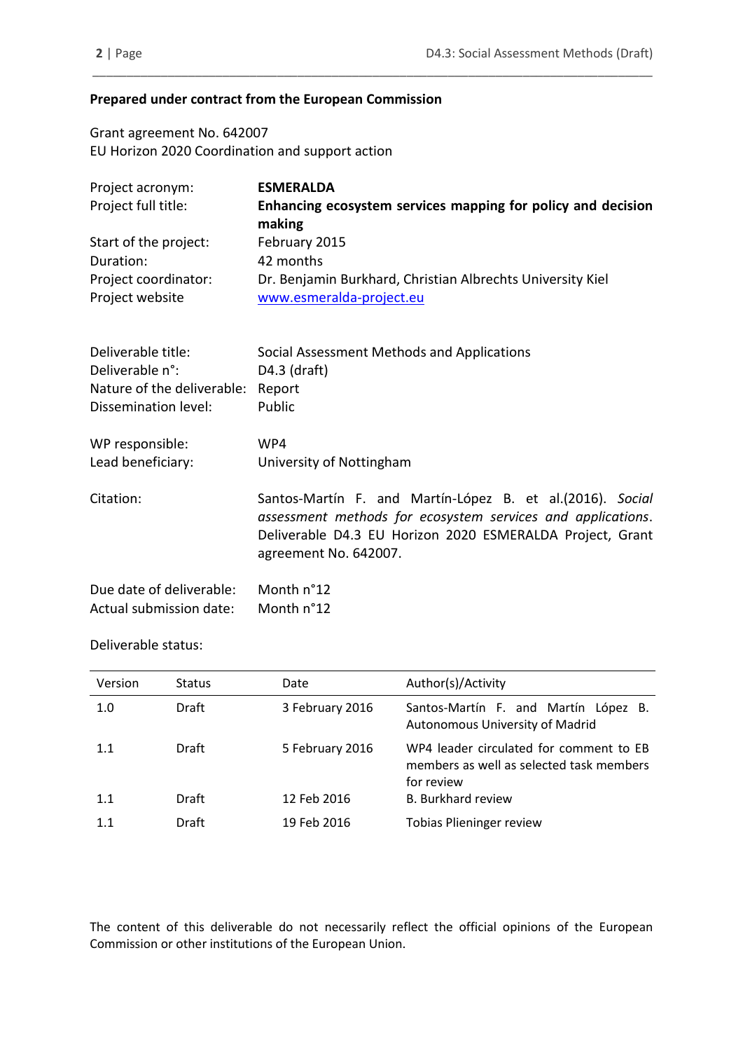**Prepared under contract from the European Commission**

Grant agreement No. 642007
EU Horizon 2020 Coordination and support action

| | |
|---|---|
| Project acronym: | **ESMERALDA** |
| Project full title: | **Enhancing ecosystem services mapping for policy and decision making** |
| Start of the project: | February 2015 |
| Duration: | 42 months |
| Project coordinator: | Dr. Benjamin Burkhard, Christian Albrechts University Kiel |
| Project website | [www.esmeralda-project.eu](http://www.esmeralda-project.eu) |

| | |
|---|---|
| Deliverable title: | Social Assessment Methods and Applications |
| Deliverable n°: | D4.3 (draft) |
| Nature of the deliverable: | Report |
| Dissemination level: | Public |

| | |
|---|---|
| WP responsible: | WP4 |
| Lead beneficiary: | University of Nottingham |

| | |
|---|---|
| Citation: | Santos-Martín F. and Martín-López B. et al.(2016). *Social assessment methods for ecosystem services and applications*. Deliverable D4.3 EU Horizon 2020 ESMERALDA Project, Grant agreement No. 642007. |

| | |
|---|---|
| Due date of deliverable: | Month n°12 |
| Actual submission date: | Month n°12 |

Deliverable status:

| Version | Status | Date | Author(s)/Activity |
|---|---|---|---|
| 1.0 | Draft | 3 February 2016 | Santos-Martín F. and Martín López B. Autonomous University of Madrid |
| 1.1 | Draft | 5 February 2016 | WP4 leader circulated for comment to EB members as well as selected task members for review |
| 1.1 | Draft | 12 Feb 2016 | B. Burkhard review |
| 1.1 | Draft | 19 Feb 2016 | Tobias Plieninger review |

The content of this deliverable do not necessarily reflect the official opinions of the European Commission or other institutions of the European Union.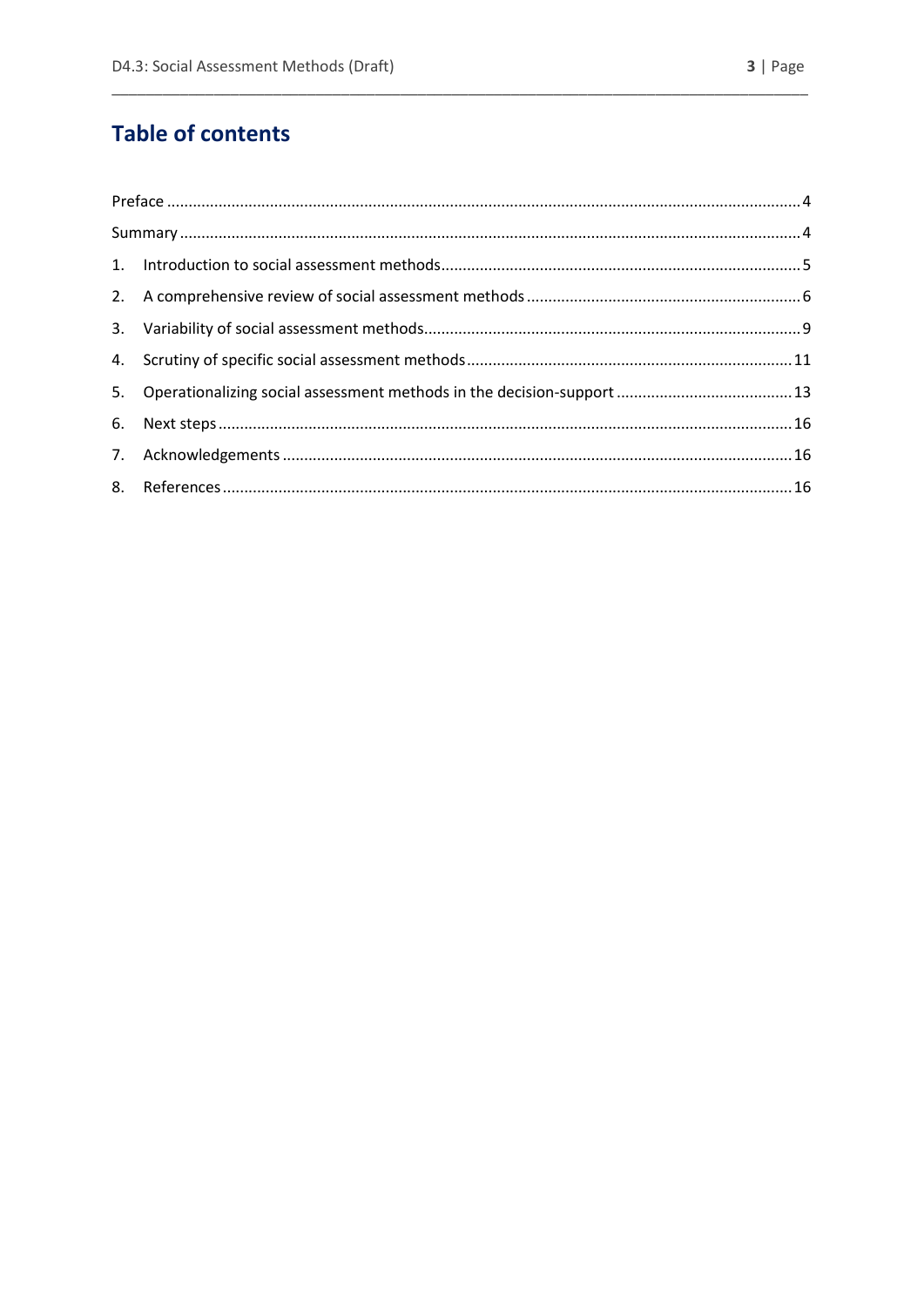# Table of contents

Preface .......... 4

Summary .......... 4

1. Introduction to social assessment methods .......... 5
2. A comprehensive review of social assessment methods .......... 6
3. Variability of social assessment methods .......... 9
4. Scrutiny of specific social assessment methods .......... 11
5. Operationalizing social assessment methods in the decision-support .......... 13
6. Next steps .......... 16
7. Acknowledgements .......... 16
8. References .......... 16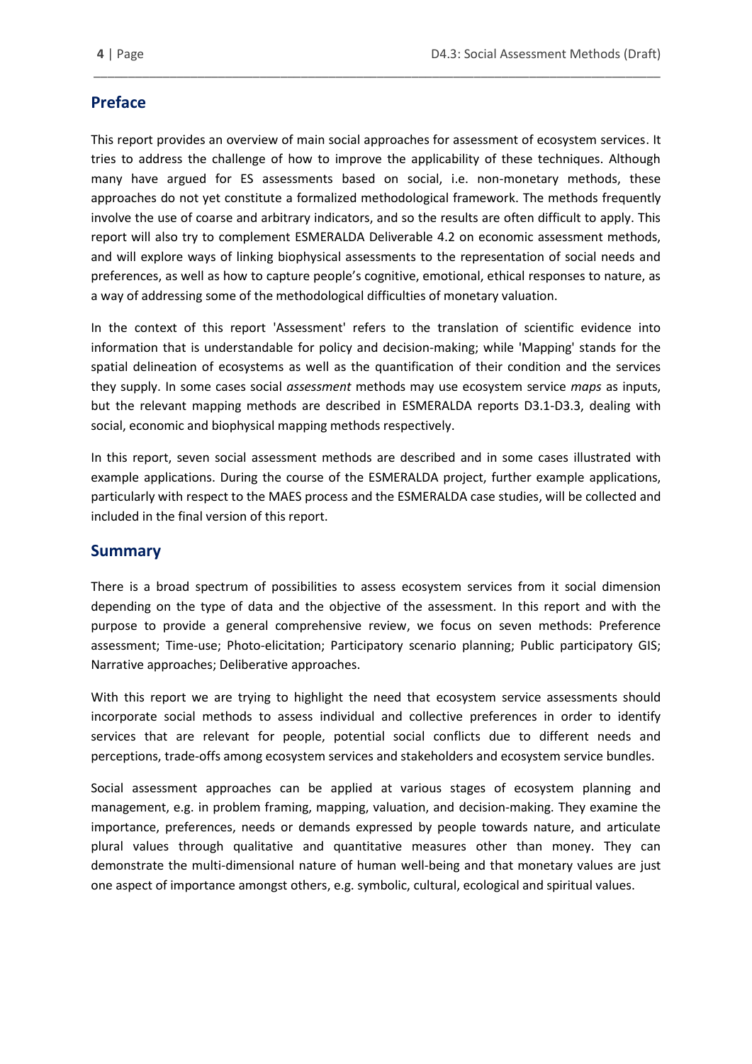## Preface

This report provides an overview of main social approaches for assessment of ecosystem services. It tries to address the challenge of how to improve the applicability of these techniques. Although many have argued for ES assessments based on social, i.e. non-monetary methods, these approaches do not yet constitute a formalized methodological framework. The methods frequently involve the use of coarse and arbitrary indicators, and so the results are often difficult to apply. This report will also try to complement ESMERALDA Deliverable 4.2 on economic assessment methods, and will explore ways of linking biophysical assessments to the representation of social needs and preferences, as well as how to capture people's cognitive, emotional, ethical responses to nature, as a way of addressing some of the methodological difficulties of monetary valuation.

In the context of this report 'Assessment' refers to the translation of scientific evidence into information that is understandable for policy and decision-making; while 'Mapping' stands for the spatial delineation of ecosystems as well as the quantification of their condition and the services they supply. In some cases social *assessment* methods may use ecosystem service *maps* as inputs, but the relevant mapping methods are described in ESMERALDA reports D3.1-D3.3, dealing with social, economic and biophysical mapping methods respectively.

In this report, seven social assessment methods are described and in some cases illustrated with example applications. During the course of the ESMERALDA project, further example applications, particularly with respect to the MAES process and the ESMERALDA case studies, will be collected and included in the final version of this report.

## Summary

There is a broad spectrum of possibilities to assess ecosystem services from it social dimension depending on the type of data and the objective of the assessment. In this report and with the purpose to provide a general comprehensive review, we focus on seven methods: Preference assessment; Time-use; Photo-elicitation; Participatory scenario planning; Public participatory GIS; Narrative approaches; Deliberative approaches.

With this report we are trying to highlight the need that ecosystem service assessments should incorporate social methods to assess individual and collective preferences in order to identify services that are relevant for people, potential social conflicts due to different needs and perceptions, trade-offs among ecosystem services and stakeholders and ecosystem service bundles.

Social assessment approaches can be applied at various stages of ecosystem planning and management, e.g. in problem framing, mapping, valuation, and decision-making. They examine the importance, preferences, needs or demands expressed by people towards nature, and articulate plural values through qualitative and quantitative measures other than money. They can demonstrate the multi-dimensional nature of human well-being and that monetary values are just one aspect of importance amongst others, e.g. symbolic, cultural, ecological and spiritual values.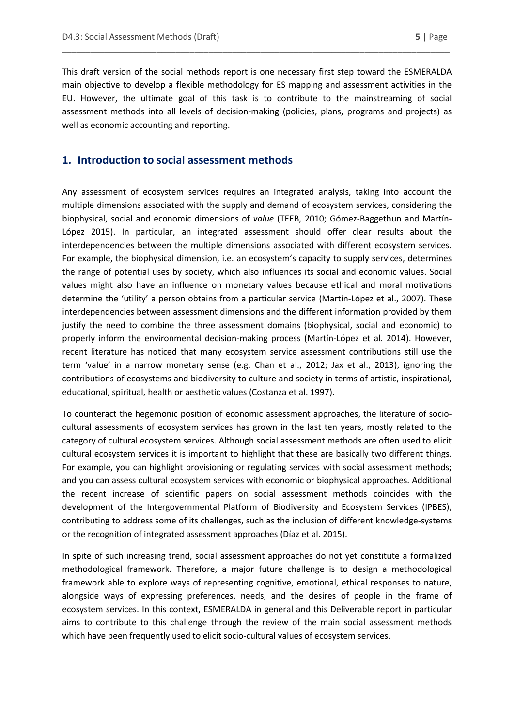This draft version of the social methods report is one necessary first step toward the ESMERALDA main objective to develop a flexible methodology for ES mapping and assessment activities in the EU. However, the ultimate goal of this task is to contribute to the mainstreaming of social assessment methods into all levels of decision-making (policies, plans, programs and projects) as well as economic accounting and reporting.

## 1. Introduction to social assessment methods

Any assessment of ecosystem services requires an integrated analysis, taking into account the multiple dimensions associated with the supply and demand of ecosystem services, considering the biophysical, social and economic dimensions of *value* (TEEB, 2010; Gómez-Baggethun and Martín-López 2015). In particular, an integrated assessment should offer clear results about the interdependencies between the multiple dimensions associated with different ecosystem services. For example, the biophysical dimension, i.e. an ecosystem's capacity to supply services, determines the range of potential uses by society, which also influences its social and economic values. Social values might also have an influence on monetary values because ethical and moral motivations determine the 'utility' a person obtains from a particular service (Martín-López et al., 2007). These interdependencies between assessment dimensions and the different information provided by them justify the need to combine the three assessment domains (biophysical, social and economic) to properly inform the environmental decision-making process (Martín-López et al. 2014). However, recent literature has noticed that many ecosystem service assessment contributions still use the term 'value' in a narrow monetary sense (e.g. Chan et al., 2012; Jax et al., 2013), ignoring the contributions of ecosystems and biodiversity to culture and society in terms of artistic, inspirational, educational, spiritual, health or aesthetic values (Costanza et al. 1997).

To counteract the hegemonic position of economic assessment approaches, the literature of socio-cultural assessments of ecosystem services has grown in the last ten years, mostly related to the category of cultural ecosystem services. Although social assessment methods are often used to elicit cultural ecosystem services it is important to highlight that these are basically two different things. For example, you can highlight provisioning or regulating services with social assessment methods; and you can assess cultural ecosystem services with economic or biophysical approaches. Additional the recent increase of scientific papers on social assessment methods coincides with the development of the Intergovernmental Platform of Biodiversity and Ecosystem Services (IPBES), contributing to address some of its challenges, such as the inclusion of different knowledge-systems or the recognition of integrated assessment approaches (Díaz et al. 2015).

In spite of such increasing trend, social assessment approaches do not yet constitute a formalized methodological framework. Therefore, a major future challenge is to design a methodological framework able to explore ways of representing cognitive, emotional, ethical responses to nature, alongside ways of expressing preferences, needs, and the desires of people in the frame of ecosystem services. In this context, ESMERALDA in general and this Deliverable report in particular aims to contribute to this challenge through the review of the main social assessment methods which have been frequently used to elicit socio-cultural values of ecosystem services.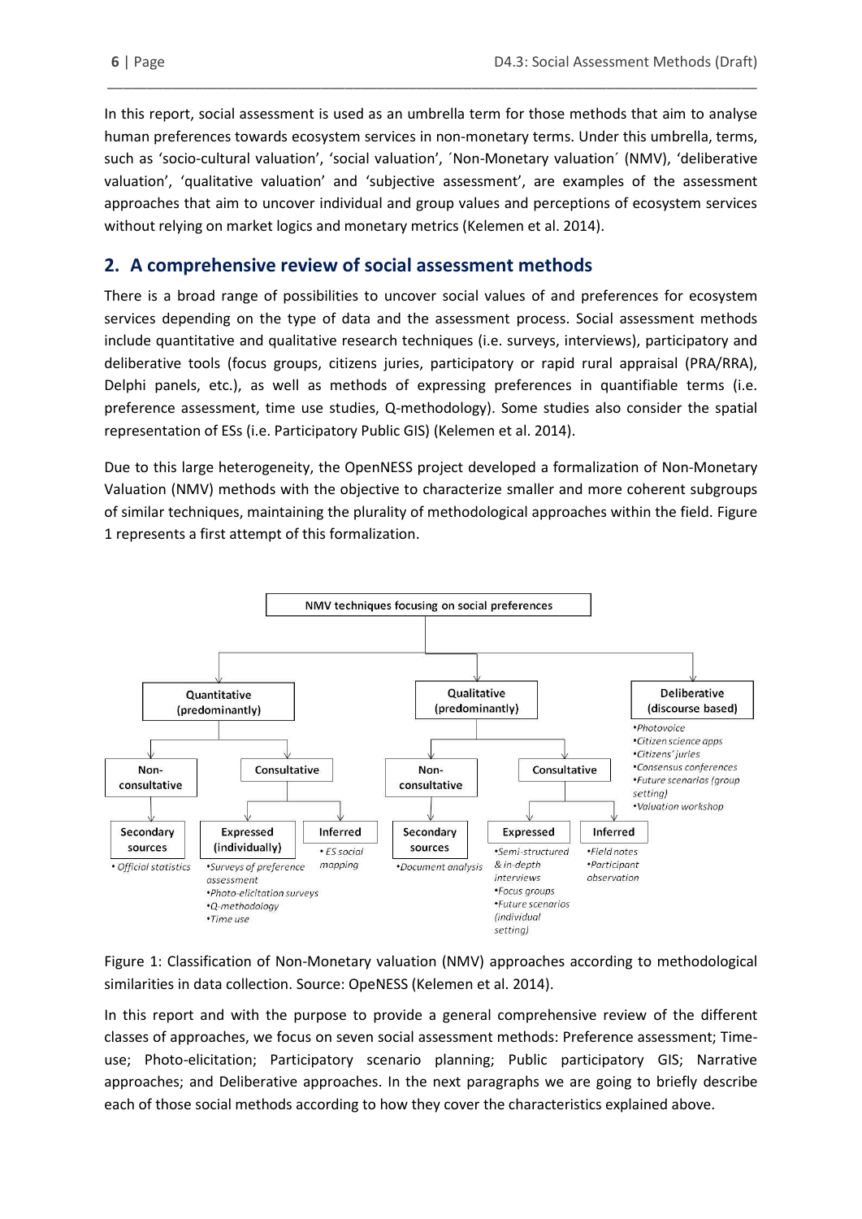In this report, social assessment is used as an umbrella term for those methods that aim to analyse human preferences towards ecosystem services in non-monetary terms. Under this umbrella, terms, such as 'socio-cultural valuation', 'social valuation', ´Non-Monetary valuation´ (NMV), 'deliberative valuation', 'qualitative valuation' and 'subjective assessment', are examples of the assessment approaches that aim to uncover individual and group values and perceptions of ecosystem services without relying on market logics and monetary metrics (Kelemen et al. 2014).

## 2. A comprehensive review of social assessment methods

There is a broad range of possibilities to uncover social values of and preferences for ecosystem services depending on the type of data and the assessment process. Social assessment methods include quantitative and qualitative research techniques (i.e. surveys, interviews), participatory and deliberative tools (focus groups, citizens juries, participatory or rapid rural appraisal (PRA/RRA), Delphi panels, etc.), as well as methods of expressing preferences in quantifiable terms (i.e. preference assessment, time use studies, Q-methodology). Some studies also consider the spatial representation of ESs (i.e. Participatory Public GIS) (Kelemen et al. 2014).

Due to this large heterogeneity, the OpenNESS project developed a formalization of Non-Monetary Valuation (NMV) methods with the objective to characterize smaller and more coherent subgroups of similar techniques, maintaining the plurality of methodological approaches within the field. Figure 1 represents a first attempt of this formalization.

- NMV techniques focusing on social preferences
  - Quantitative (predominantly)
    - Non-consultative
      - Secondary sources
        - *Official statistics*
    - Consultative
      - Expressed (individually)
        - *Surveys of preference assessment*
        - *Photo-elicitation surveys*
        - *Q-methodology*
        - *Time use*
      - Inferred
        - *ES social mapping*
  - Qualitative (predominantly)
    - Non-consultative
      - Secondary sources
        - *Document analysis*
    - Consultative
      - Expressed
        - *Semi-structured & in-depth interviews*
        - *Focus groups*
        - *Future scenarios (individual setting)*
      - Inferred
        - *Field notes*
        - *Participant observation*
  - Deliberative (discourse based)
    - *Photovoice*
    - *Citizen science apps*
    - *Citizens' juries*
    - *Consensus conferences*
    - *Future scenarios (group setting)*
    - *Valuation workshop*

Figure 1: Classification of Non-Monetary valuation (NMV) approaches according to methodological similarities in data collection. Source: OpeNESS (Kelemen et al. 2014).

In this report and with the purpose to provide a general comprehensive review of the different classes of approaches, we focus on seven social assessment methods: Preference assessment; Time-use; Photo-elicitation; Participatory scenario planning; Public participatory GIS; Narrative approaches; and Deliberative approaches. In the next paragraphs we are going to briefly describe each of those social methods according to how they cover the characteristics explained above.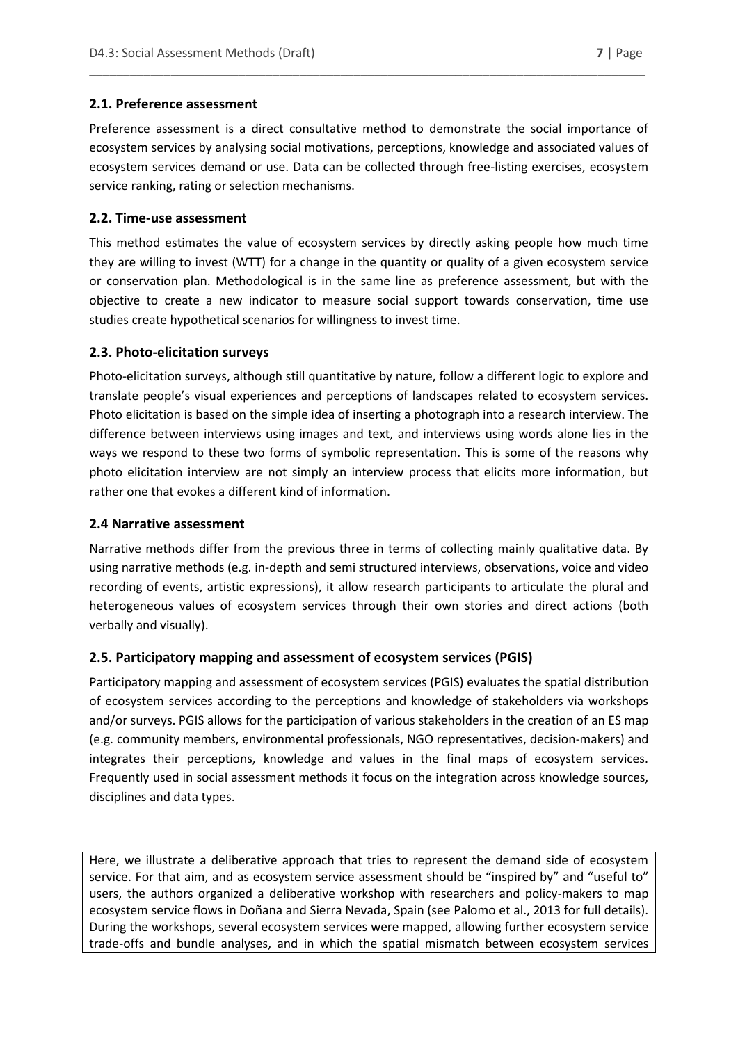## 2.1. Preference assessment

Preference assessment is a direct consultative method to demonstrate the social importance of ecosystem services by analysing social motivations, perceptions, knowledge and associated values of ecosystem services demand or use. Data can be collected through free-listing exercises, ecosystem service ranking, rating or selection mechanisms.

## 2.2. Time-use assessment

This method estimates the value of ecosystem services by directly asking people how much time they are willing to invest (WTT) for a change in the quantity or quality of a given ecosystem service or conservation plan. Methodological is in the same line as preference assessment, but with the objective to create a new indicator to measure social support towards conservation, time use studies create hypothetical scenarios for willingness to invest time.

## 2.3. Photo-elicitation surveys

Photo-elicitation surveys, although still quantitative by nature, follow a different logic to explore and translate people's visual experiences and perceptions of landscapes related to ecosystem services. Photo elicitation is based on the simple idea of inserting a photograph into a research interview. The difference between interviews using images and text, and interviews using words alone lies in the ways we respond to these two forms of symbolic representation. This is some of the reasons why photo elicitation interview are not simply an interview process that elicits more information, but rather one that evokes a different kind of information.

## 2.4 Narrative assessment

Narrative methods differ from the previous three in terms of collecting mainly qualitative data. By using narrative methods (e.g. in-depth and semi structured interviews, observations, voice and video recording of events, artistic expressions), it allow research participants to articulate the plural and heterogeneous values of ecosystem services through their own stories and direct actions (both verbally and visually).

## 2.5. Participatory mapping and assessment of ecosystem services (PGIS)

Participatory mapping and assessment of ecosystem services (PGIS) evaluates the spatial distribution of ecosystem services according to the perceptions and knowledge of stakeholders via workshops and/or surveys. PGIS allows for the participation of various stakeholders in the creation of an ES map (e.g. community members, environmental professionals, NGO representatives, decision-makers) and integrates their perceptions, knowledge and values in the final maps of ecosystem services. Frequently used in social assessment methods it focus on the integration across knowledge sources, disciplines and data types.

Here, we illustrate a deliberative approach that tries to represent the demand side of ecosystem service. For that aim, and as ecosystem service assessment should be "inspired by" and "useful to" users, the authors organized a deliberative workshop with researchers and policy-makers to map ecosystem service flows in Doñana and Sierra Nevada, Spain (see Palomo et al., 2013 for full details). During the workshops, several ecosystem services were mapped, allowing further ecosystem service trade-offs and bundle analyses, and in which the spatial mismatch between ecosystem services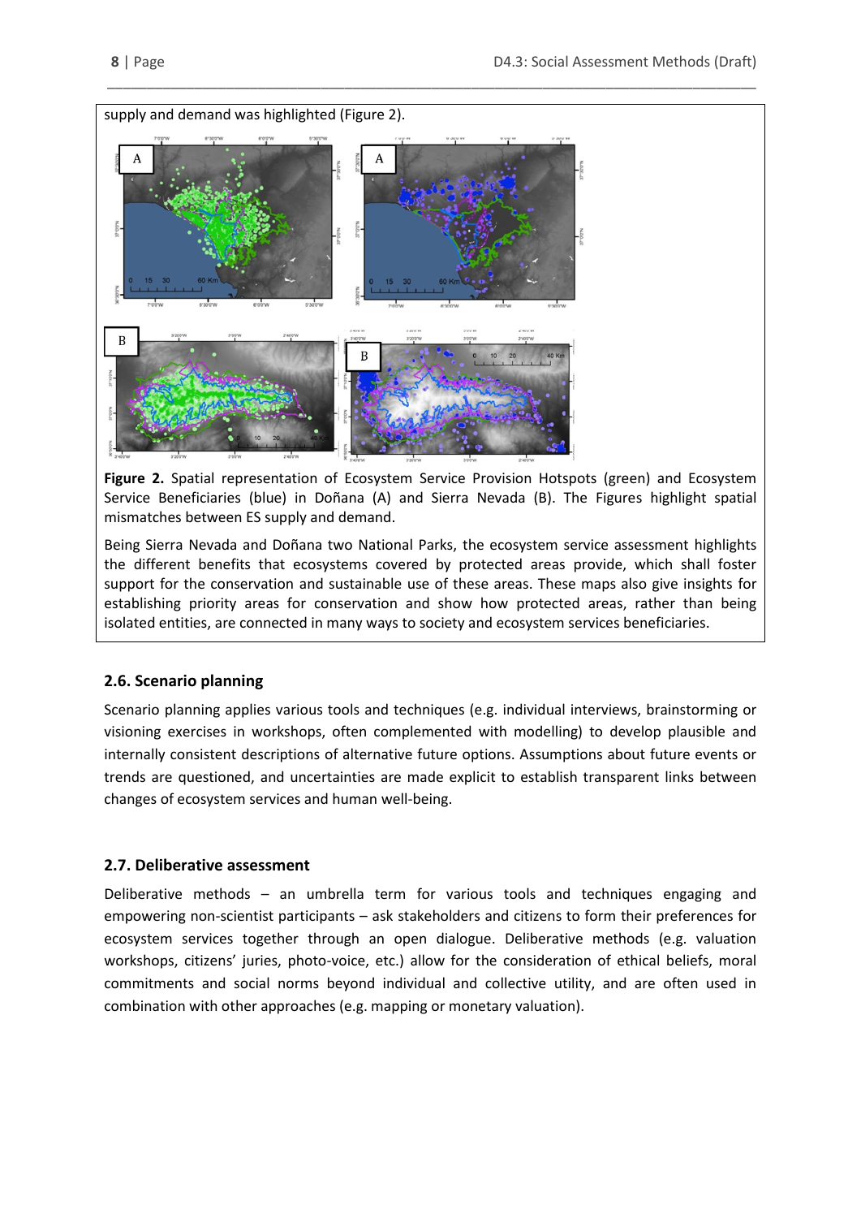supply and demand was highlighted (Figure 2).

**Figure 2.** Spatial representation of Ecosystem Service Provision Hotspots (green) and Ecosystem Service Beneficiaries (blue) in Doñana (A) and Sierra Nevada (B). The Figures highlight spatial mismatches between ES supply and demand.

Being Sierra Nevada and Doñana two National Parks, the ecosystem service assessment highlights the different benefits that ecosystems covered by protected areas provide, which shall foster support for the conservation and sustainable use of these areas. These maps also give insights for establishing priority areas for conservation and show how protected areas, rather than being isolated entities, are connected in many ways to society and ecosystem services beneficiaries.

### 2.6. Scenario planning

Scenario planning applies various tools and techniques (e.g. individual interviews, brainstorming or visioning exercises in workshops, often complemented with modelling) to develop plausible and internally consistent descriptions of alternative future options. Assumptions about future events or trends are questioned, and uncertainties are made explicit to establish transparent links between changes of ecosystem services and human well-being.

### 2.7. Deliberative assessment

Deliberative methods – an umbrella term for various tools and techniques engaging and empowering non-scientist participants – ask stakeholders and citizens to form their preferences for ecosystem services together through an open dialogue. Deliberative methods (e.g. valuation workshops, citizens' juries, photo-voice, etc.) allow for the consideration of ethical beliefs, moral commitments and social norms beyond individual and collective utility, and are often used in combination with other approaches (e.g. mapping or monetary valuation).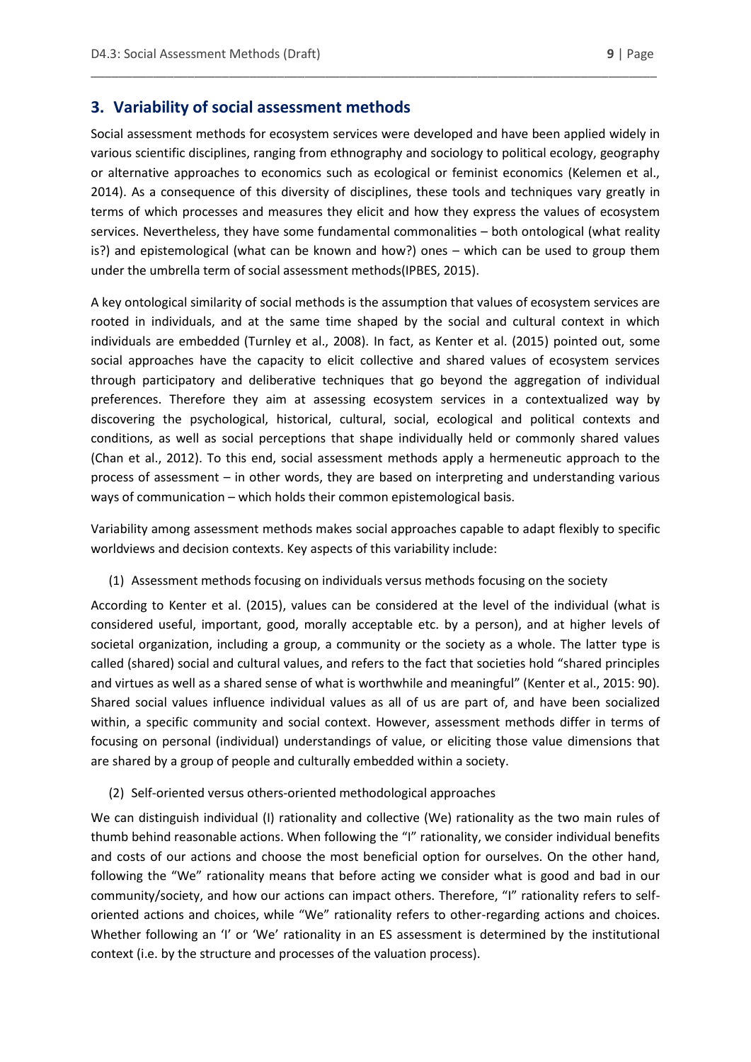## 3. Variability of social assessment methods

Social assessment methods for ecosystem services were developed and have been applied widely in various scientific disciplines, ranging from ethnography and sociology to political ecology, geography or alternative approaches to economics such as ecological or feminist economics (Kelemen et al., 2014). As a consequence of this diversity of disciplines, these tools and techniques vary greatly in terms of which processes and measures they elicit and how they express the values of ecosystem services. Nevertheless, they have some fundamental commonalities – both ontological (what reality is?) and epistemological (what can be known and how?) ones – which can be used to group them under the umbrella term of social assessment methods(IPBES, 2015).

A key ontological similarity of social methods is the assumption that values of ecosystem services are rooted in individuals, and at the same time shaped by the social and cultural context in which individuals are embedded (Turnley et al., 2008). In fact, as Kenter et al. (2015) pointed out, some social approaches have the capacity to elicit collective and shared values of ecosystem services through participatory and deliberative techniques that go beyond the aggregation of individual preferences. Therefore they aim at assessing ecosystem services in a contextualized way by discovering the psychological, historical, cultural, social, ecological and political contexts and conditions, as well as social perceptions that shape individually held or commonly shared values (Chan et al., 2012). To this end, social assessment methods apply a hermeneutic approach to the process of assessment – in other words, they are based on interpreting and understanding various ways of communication – which holds their common epistemological basis.

Variability among assessment methods makes social approaches capable to adapt flexibly to specific worldviews and decision contexts. Key aspects of this variability include:

(1) Assessment methods focusing on individuals versus methods focusing on the society

According to Kenter et al. (2015), values can be considered at the level of the individual (what is considered useful, important, good, morally acceptable etc. by a person), and at higher levels of societal organization, including a group, a community or the society as a whole. The latter type is called (shared) social and cultural values, and refers to the fact that societies hold "shared principles and virtues as well as a shared sense of what is worthwhile and meaningful" (Kenter et al., 2015: 90). Shared social values influence individual values as all of us are part of, and have been socialized within, a specific community and social context. However, assessment methods differ in terms of focusing on personal (individual) understandings of value, or eliciting those value dimensions that are shared by a group of people and culturally embedded within a society.

(2) Self-oriented versus others-oriented methodological approaches

We can distinguish individual (I) rationality and collective (We) rationality as the two main rules of thumb behind reasonable actions. When following the "I" rationality, we consider individual benefits and costs of our actions and choose the most beneficial option for ourselves. On the other hand, following the "We" rationality means that before acting we consider what is good and bad in our community/society, and how our actions can impact others. Therefore, "I" rationality refers to self-oriented actions and choices, while "We" rationality refers to other-regarding actions and choices. Whether following an 'I' or 'We' rationality in an ES assessment is determined by the institutional context (i.e. by the structure and processes of the valuation process).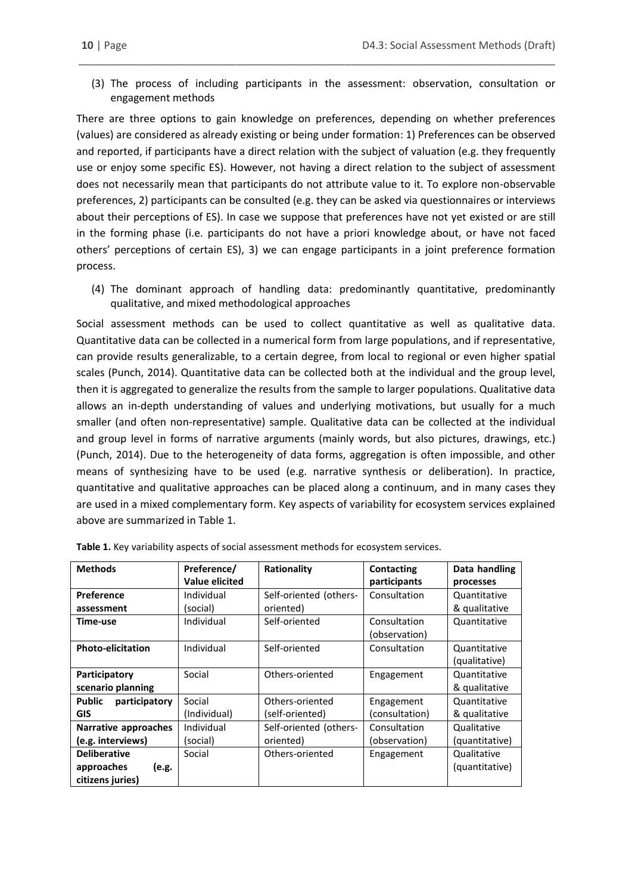(3) The process of including participants in the assessment: observation, consultation or engagement methods

There are three options to gain knowledge on preferences, depending on whether preferences (values) are considered as already existing or being under formation: 1) Preferences can be observed and reported, if participants have a direct relation with the subject of valuation (e.g. they frequently use or enjoy some specific ES). However, not having a direct relation to the subject of assessment does not necessarily mean that participants do not attribute value to it. To explore non-observable preferences, 2) participants can be consulted (e.g. they can be asked via questionnaires or interviews about their perceptions of ES). In case we suppose that preferences have not yet existed or are still in the forming phase (i.e. participants do not have a priori knowledge about, or have not faced others' perceptions of certain ES), 3) we can engage participants in a joint preference formation process.

(4) The dominant approach of handling data: predominantly quantitative, predominantly qualitative, and mixed methodological approaches

Social assessment methods can be used to collect quantitative as well as qualitative data. Quantitative data can be collected in a numerical form from large populations, and if representative, can provide results generalizable, to a certain degree, from local to regional or even higher spatial scales (Punch, 2014). Quantitative data can be collected both at the individual and the group level, then it is aggregated to generalize the results from the sample to larger populations. Qualitative data allows an in-depth understanding of values and underlying motivations, but usually for a much smaller (and often non-representative) sample. Qualitative data can be collected at the individual and group level in forms of narrative arguments (mainly words, but also pictures, drawings, etc.) (Punch, 2014). Due to the heterogeneity of data forms, aggregation is often impossible, and other means of synthesizing have to be used (e.g. narrative synthesis or deliberation). In practice, quantitative and qualitative approaches can be placed along a continuum, and in many cases they are used in a mixed complementary form. Key aspects of variability for ecosystem services explained above are summarized in Table 1.

**Table 1.** Key variability aspects of social assessment methods for ecosystem services.

| Methods | Preference/ Value elicited | Rationality | Contacting participants | Data handling processes |
|---|---|---|---|---|
| **Preference assessment** | Individual (social) | Self-oriented (others-oriented) | Consultation | Quantitative & qualitative |
| **Time-use** | Individual | Self-oriented | Consultation (observation) | Quantitative |
| **Photo-elicitation** | Individual | Self-oriented | Consultation | Quantitative (qualitative) |
| **Participatory scenario planning** | Social | Others-oriented | Engagement | Quantitative & qualitative |
| **Public participatory GIS** | Social (Individual) | Others-oriented (self-oriented) | Engagement (consultation) | Quantitative & qualitative |
| **Narrative approaches (e.g. interviews)** | Individual (social) | Self-oriented (others-oriented) | Consultation (observation) | Qualitative (quantitative) |
| **Deliberative approaches (e.g. citizens juries)** | Social | Others-oriented | Engagement | Qualitative (quantitative) |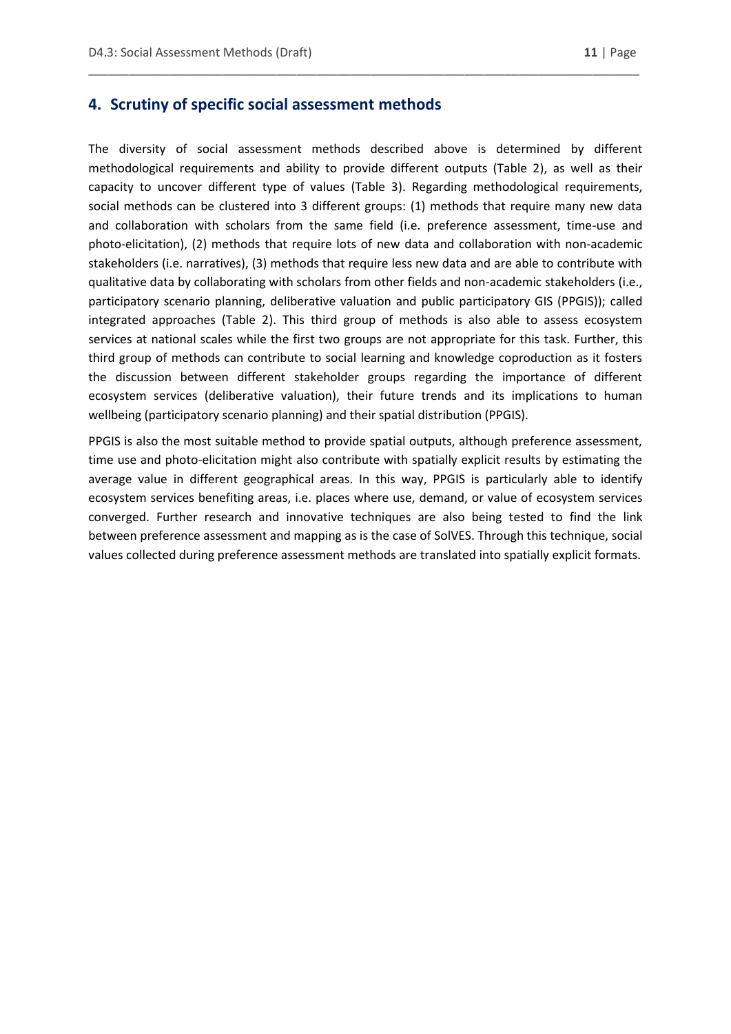## 4. Scrutiny of specific social assessment methods

The diversity of social assessment methods described above is determined by different methodological requirements and ability to provide different outputs (Table 2), as well as their capacity to uncover different type of values (Table 3). Regarding methodological requirements, social methods can be clustered into 3 different groups: (1) methods that require many new data and collaboration with scholars from the same field (i.e. preference assessment, time-use and photo-elicitation), (2) methods that require lots of new data and collaboration with non-academic stakeholders (i.e. narratives), (3) methods that require less new data and are able to contribute with qualitative data by collaborating with scholars from other fields and non-academic stakeholders (i.e., participatory scenario planning, deliberative valuation and public participatory GIS (PPGIS)); called integrated approaches (Table 2). This third group of methods is also able to assess ecosystem services at national scales while the first two groups are not appropriate for this task. Further, this third group of methods can contribute to social learning and knowledge coproduction as it fosters the discussion between different stakeholder groups regarding the importance of different ecosystem services (deliberative valuation), their future trends and its implications to human wellbeing (participatory scenario planning) and their spatial distribution (PPGIS).

PPGIS is also the most suitable method to provide spatial outputs, although preference assessment, time use and photo-elicitation might also contribute with spatially explicit results by estimating the average value in different geographical areas. In this way, PPGIS is particularly able to identify ecosystem services benefiting areas, i.e. places where use, demand, or value of ecosystem services converged. Further research and innovative techniques are also being tested to find the link between preference assessment and mapping as is the case of SolVES. Through this technique, social values collected during preference assessment methods are translated into spatially explicit formats.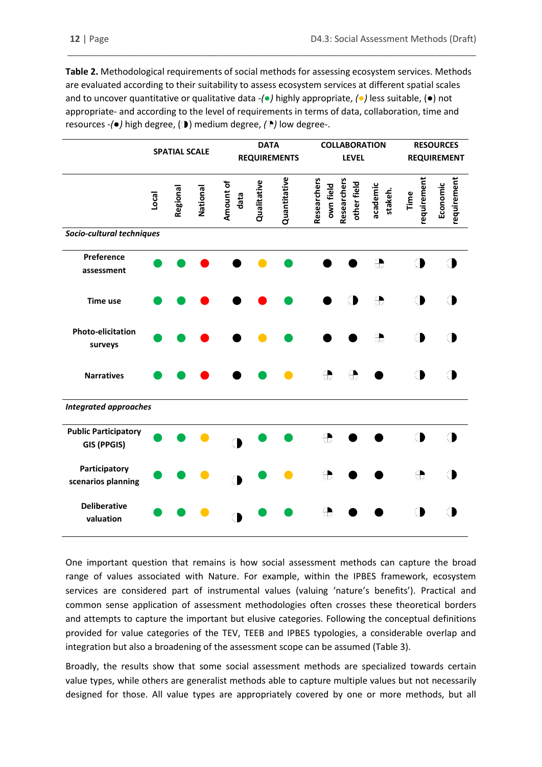**Table 2.** Methodological requirements of social methods for assessing ecosystem services. Methods are evaluated according to their suitability to assess ecosystem services at different spatial scales and to uncover quantitative or qualitative data -(●) highly appropriate, (●) less suitable, (●) not appropriate- and according to the level of requirements in terms of data, collaboration, time and resources -(●) high degree, (◐) medium degree, (◔) low degree-.

| | SPATIAL SCALE | | | DATA REQUIREMENTS | | | COLLABORATION LEVEL | | | RESOURCES REQUIREMENT | |
|---|---|---|---|---|---|---|---|---|---|---|---|
| | Local | Regional | National | Amount of data | Qualitative | Quantitative | Researchers own field | Researchers other field | academic stakeh. | Time requirement | Economic requirement |
| ***Socio-cultural techniques*** | | | | | | | | | | | |
| **Preference assessment** | 🟢 | 🟢 | 🔴 | ● | 🟡 | 🟢 | ● | ● | ◔ | ◐ | ◐ |
| **Time use** | 🟢 | 🟢 | 🔴 | ● | 🔴 | 🟢 | ● | ◐ | ◔ | ◐ | ◐ |
| **Photo-elicitation surveys** | 🟢 | 🟢 | 🔴 | ● | 🟡 | 🟢 | ● | ● | ◔ | ◐ | ◐ |
| **Narratives** | 🟢 | 🟢 | 🔴 | ● | 🟢 | 🟡 | ◔ | ◔ | ● | ◐ | ◐ |
| ***Integrated approaches*** | | | | | | | | | | | |
| **Public Participatory GIS (PPGIS)** | 🟢 | 🟢 | 🟡 | ◐ | 🟢 | 🟢 | ◔ | ● | ● | ◐ | ◐ |
| **Participatory scenarios planning** | 🟢 | 🟢 | 🟡 | ◐ | 🟢 | 🟡 | ◔ | ● | ● | ◔ | ◐ |
| **Deliberative valuation** | 🟢 | 🟢 | 🟡 | ◐ | 🟢 | 🟢 | ◔ | ● | ● | ◐ | ◐ |

One important question that remains is how social assessment methods can capture the broad range of values associated with Nature. For example, within the IPBES framework, ecosystem services are considered part of instrumental values (valuing 'nature's benefits'). Practical and common sense application of assessment methodologies often crosses these theoretical borders and attempts to capture the important but elusive categories. Following the conceptual definitions provided for value categories of the TEV, TEEB and IPBES typologies, a considerable overlap and integration but also a broadening of the assessment scope can be assumed (Table 3).

Broadly, the results show that some social assessment methods are specialized towards certain value types, while others are generalist methods able to capture multiple values but not necessarily designed for those. All value types are appropriately covered by one or more methods, but all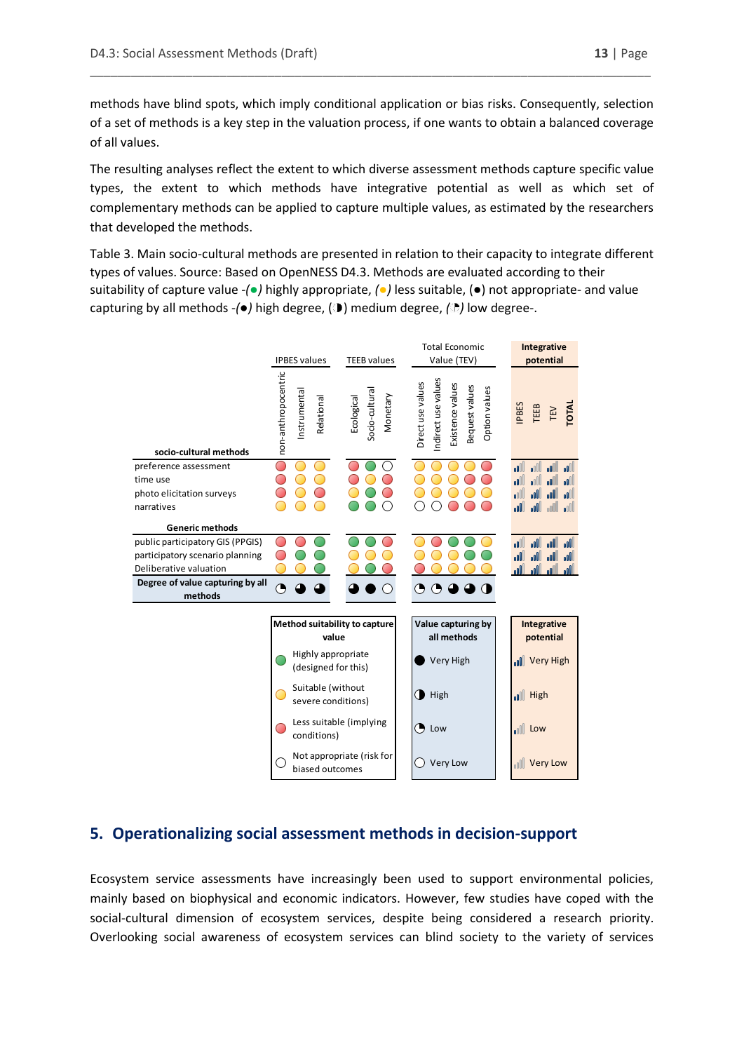methods have blind spots, which imply conditional application or bias risks. Consequently, selection of a set of methods is a key step in the valuation process, if one wants to obtain a balanced coverage of all values.

The resulting analyses reflect the extent to which diverse assessment methods capture specific value types, the extent to which methods have integrative potential as well as which set of complementary methods can be applied to capture multiple values, as estimated by the researchers that developed the methods.

Table 3. Main socio-cultural methods are presented in relation to their capacity to integrate different types of values. Source: Based on OpenNESS D4.3. Methods are evaluated according to their suitability of capture value -(●) highly appropriate, (●) less suitable, (●) not appropriate- and value capturing by all methods -(●) high degree, (◑) medium degree, (◔) low degree-.

| socio-cultural methods | IPBES values: non-anthropocentric | IPBES values: Instrumental | IPBES values: Relational | TEEB values: Ecological | TEEB values: Socio-cultural | TEEB values: Monetary | Total Economic Value (TEV): Direct use values | TEV: Indirect use values | TEV: Existence values | TEV: Bequest values | TEV: Option values | Integrative potential: IPBES | Integrative potential: TEEB | Integrative potential: TEV | Integrative potential: TOTAL |
|---|---|---|---|---|---|---|---|---|---|---|---|---|---|---|---|
| preference assessment | red | yellow | yellow | red | green | white | yellow | yellow | yellow | yellow | red | High | Low | High | Low |
| time use | red | yellow | yellow | red | yellow | red | yellow | yellow | yellow | red | red | High | Low | High | Low |
| photo elicitation surveys | red | yellow | red | yellow | green | red | yellow | yellow | yellow | yellow | yellow | Low | High | High | High |
| narratives | yellow | yellow | yellow | green | green | white | white | white | red | red | red | High | High | Very Low | Low |
| **Generic methods** | | | | | | | | | | | | | | | |
| public participatory GIS (PPGIS) | red | red | green | green | green | red | yellow | red | green | green | yellow | High | High | High | High |
| participatory scenario planning | red | green | green | yellow | yellow | yellow | yellow | yellow | yellow | green | green | High | High | High | Very High |
| Deliberative valuation | yellow | yellow | green | yellow | green | red | red | yellow | yellow | yellow | yellow | Very High | High | High | Very High |
| **Degree of value capturing by all methods** | ◔ | ◕ | ◕ | ◕ | ● | ○ | ◔ | ◔ | ◕ | ◕ | ◑ | | | | |

| Method suitability to capture value | Value capturing by all methods | Integrative potential |
|---|---|---|
| green: Highly appropriate (designed for this) | ● Very High | Very High |
| yellow: Suitable (without severe conditions) | ◑ High | High |
| red: Less suitable (implying conditions) | ◔ Low | Low |
| white: Not appropriate (risk for biased outcomes | ○ Very Low | Very Low |

## 5. Operationalizing social assessment methods in decision-support

Ecosystem service assessments have increasingly been used to support environmental policies, mainly based on biophysical and economic indicators. However, few studies have coped with the social-cultural dimension of ecosystem services, despite being considered a research priority. Overlooking social awareness of ecosystem services can blind society to the variety of services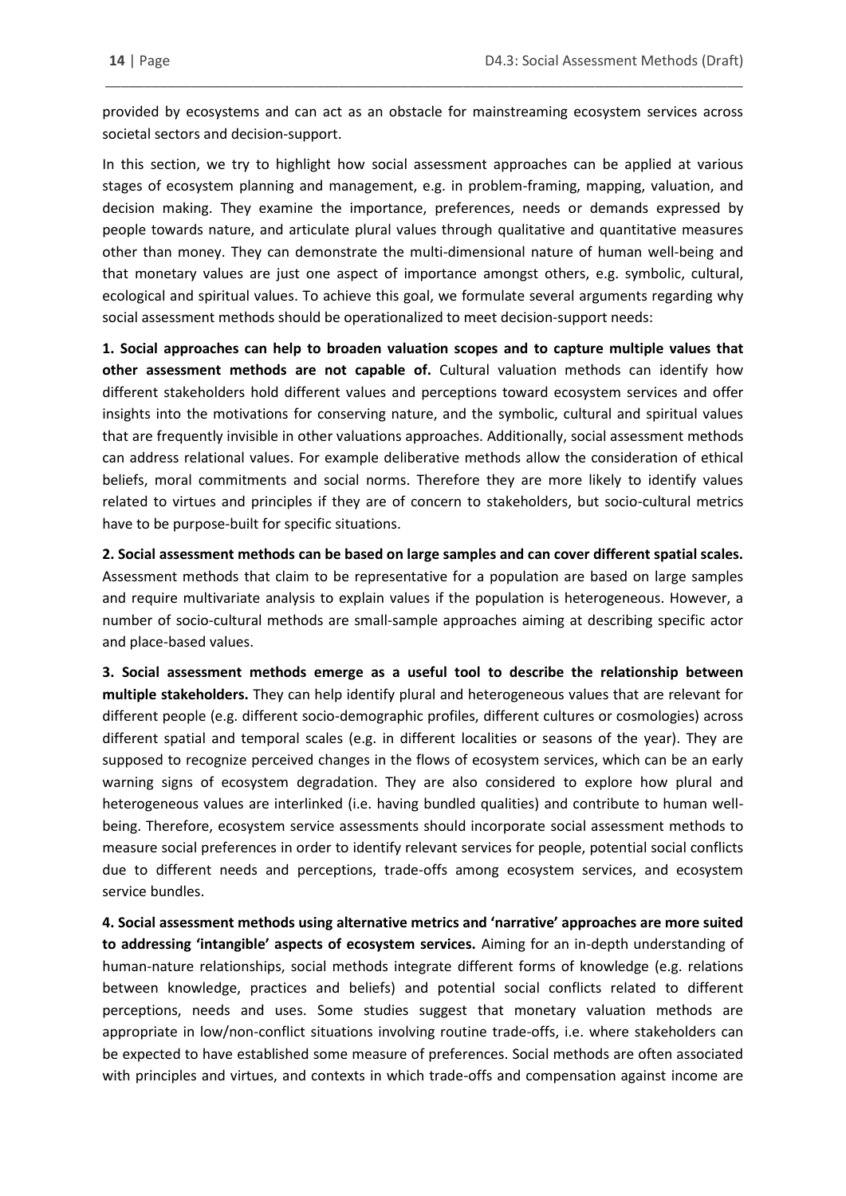provided by ecosystems and can act as an obstacle for mainstreaming ecosystem services across societal sectors and decision-support.

In this section, we try to highlight how social assessment approaches can be applied at various stages of ecosystem planning and management, e.g. in problem-framing, mapping, valuation, and decision making. They examine the importance, preferences, needs or demands expressed by people towards nature, and articulate plural values through qualitative and quantitative measures other than money. They can demonstrate the multi-dimensional nature of human well-being and that monetary values are just one aspect of importance amongst others, e.g. symbolic, cultural, ecological and spiritual values. To achieve this goal, we formulate several arguments regarding why social assessment methods should be operationalized to meet decision-support needs:

**1. Social approaches can help to broaden valuation scopes and to capture multiple values that other assessment methods are not capable of.** Cultural valuation methods can identify how different stakeholders hold different values and perceptions toward ecosystem services and offer insights into the motivations for conserving nature, and the symbolic, cultural and spiritual values that are frequently invisible in other valuations approaches. Additionally, social assessment methods can address relational values. For example deliberative methods allow the consideration of ethical beliefs, moral commitments and social norms. Therefore they are more likely to identify values related to virtues and principles if they are of concern to stakeholders, but socio-cultural metrics have to be purpose-built for specific situations.

**2. Social assessment methods can be based on large samples and can cover different spatial scales.** Assessment methods that claim to be representative for a population are based on large samples and require multivariate analysis to explain values if the population is heterogeneous. However, a number of socio-cultural methods are small-sample approaches aiming at describing specific actor and place-based values.

**3. Social assessment methods emerge as a useful tool to describe the relationship between multiple stakeholders.** They can help identify plural and heterogeneous values that are relevant for different people (e.g. different socio-demographic profiles, different cultures or cosmologies) across different spatial and temporal scales (e.g. in different localities or seasons of the year). They are supposed to recognize perceived changes in the flows of ecosystem services, which can be an early warning signs of ecosystem degradation. They are also considered to explore how plural and heterogeneous values are interlinked (i.e. having bundled qualities) and contribute to human well-being. Therefore, ecosystem service assessments should incorporate social assessment methods to measure social preferences in order to identify relevant services for people, potential social conflicts due to different needs and perceptions, trade-offs among ecosystem services, and ecosystem service bundles.

**4. Social assessment methods using alternative metrics and 'narrative' approaches are more suited to addressing 'intangible' aspects of ecosystem services.** Aiming for an in-depth understanding of human-nature relationships, social methods integrate different forms of knowledge (e.g. relations between knowledge, practices and beliefs) and potential social conflicts related to different perceptions, needs and uses. Some studies suggest that monetary valuation methods are appropriate in low/non-conflict situations involving routine trade-offs, i.e. where stakeholders can be expected to have established some measure of preferences. Social methods are often associated with principles and virtues, and contexts in which trade-offs and compensation against income are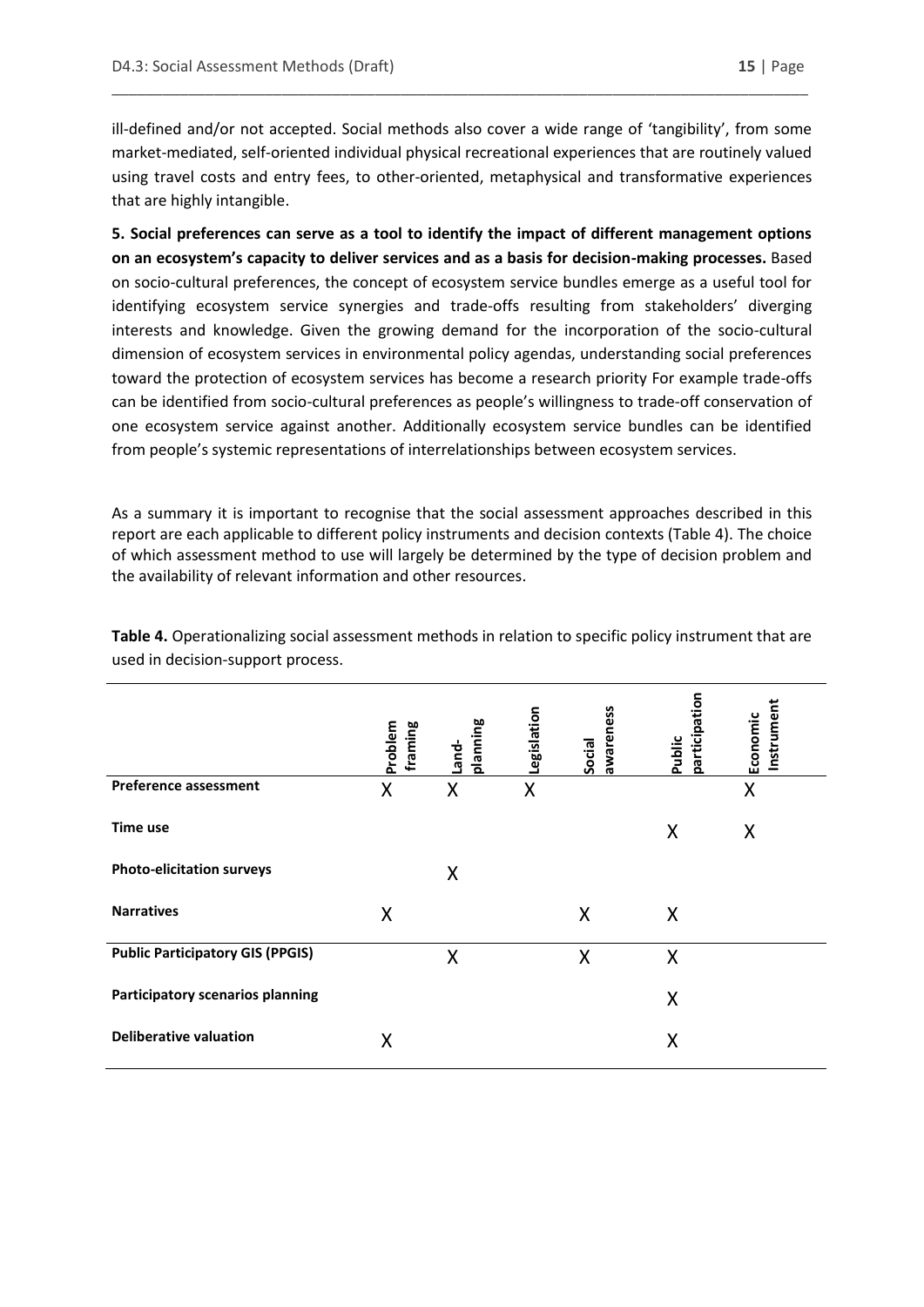ill-defined and/or not accepted. Social methods also cover a wide range of 'tangibility', from some market-mediated, self-oriented individual physical recreational experiences that are routinely valued using travel costs and entry fees, to other-oriented, metaphysical and transformative experiences that are highly intangible.

**5. Social preferences can serve as a tool to identify the impact of different management options on an ecosystem's capacity to deliver services and as a basis for decision-making processes.** Based on socio-cultural preferences, the concept of ecosystem service bundles emerge as a useful tool for identifying ecosystem service synergies and trade-offs resulting from stakeholders' diverging interests and knowledge. Given the growing demand for the incorporation of the socio-cultural dimension of ecosystem services in environmental policy agendas, understanding social preferences toward the protection of ecosystem services has become a research priority For example trade-offs can be identified from socio-cultural preferences as people's willingness to trade-off conservation of one ecosystem service against another. Additionally ecosystem service bundles can be identified from people's systemic representations of interrelationships between ecosystem services.

As a summary it is important to recognise that the social assessment approaches described in this report are each applicable to different policy instruments and decision contexts (Table 4). The choice of which assessment method to use will largely be determined by the type of decision problem and the availability of relevant information and other resources.

**Table 4.** Operationalizing social assessment methods in relation to specific policy instrument that are used in decision-support process.

| | Problem framing | Land-planning | Legislation | Social awareness | Public participation | Economic Instrument |
|---|---|---|---|---|---|---|
| **Preference assessment** | X | X | X | | | X |
| **Time use** | | | | | X | X |
| **Photo-elicitation surveys** | | X | | | | |
| **Narratives** | X | | | X | X | |
| **Public Participatory GIS (PPGIS)** | | X | | X | X | |
| **Participatory scenarios planning** | | | | | X | |
| **Deliberative valuation** | X | | | | X | |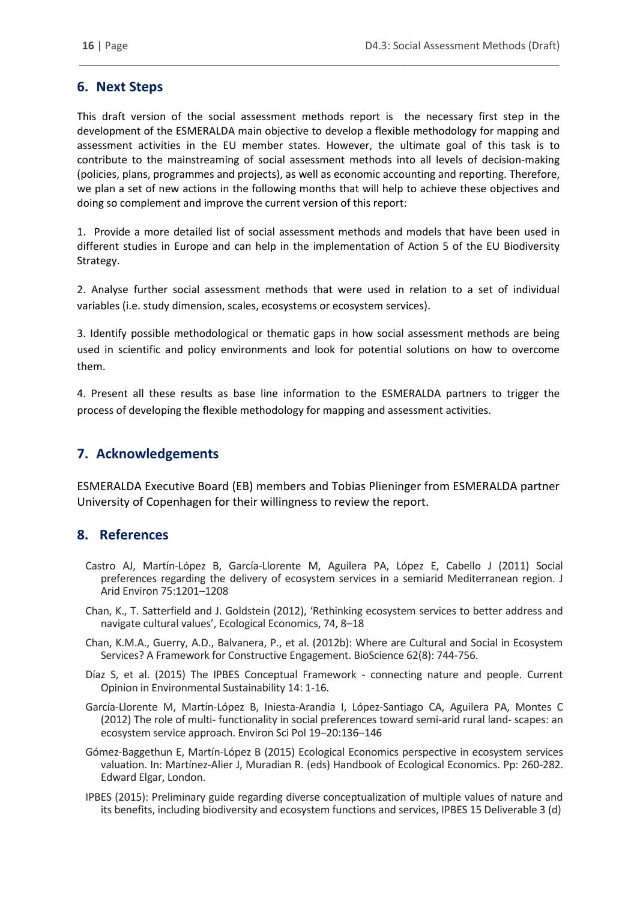## 6. Next Steps

This draft version of the social assessment methods report is the necessary first step in the development of the ESMERALDA main objective to develop a flexible methodology for mapping and assessment activities in the EU member states. However, the ultimate goal of this task is to contribute to the mainstreaming of social assessment methods into all levels of decision-making (policies, plans, programmes and projects), as well as economic accounting and reporting. Therefore, we plan a set of new actions in the following months that will help to achieve these objectives and doing so complement and improve the current version of this report:

1. Provide a more detailed list of social assessment methods and models that have been used in different studies in Europe and can help in the implementation of Action 5 of the EU Biodiversity Strategy.

2. Analyse further social assessment methods that were used in relation to a set of individual variables (i.e. study dimension, scales, ecosystems or ecosystem services).

3. Identify possible methodological or thematic gaps in how social assessment methods are being used in scientific and policy environments and look for potential solutions on how to overcome them.

4. Present all these results as base line information to the ESMERALDA partners to trigger the process of developing the flexible methodology for mapping and assessment activities.

## 7. Acknowledgements

ESMERALDA Executive Board (EB) members and Tobias Plieninger from ESMERALDA partner University of Copenhagen for their willingness to review the report.

## 8. References

Castro AJ, Martín-López B, García-Llorente M, Aguilera PA, López E, Cabello J (2011) Social preferences regarding the delivery of ecosystem services in a semiarid Mediterranean region. J Arid Environ 75:1201–1208

Chan, K., T. Satterfield and J. Goldstein (2012), 'Rethinking ecosystem services to better address and navigate cultural values', Ecological Economics, 74, 8–18

Chan, K.M.A., Guerry, A.D., Balvanera, P., et al. (2012b): Where are Cultural and Social in Ecosystem Services? A Framework for Constructive Engagement. BioScience 62(8): 744-756.

Díaz S, et al. (2015) The IPBES Conceptual Framework - connecting nature and people. Current Opinion in Environmental Sustainability 14: 1-16.

García-Llorente M, Martín-López B, Iniesta-Arandia I, López-Santiago CA, Aguilera PA, Montes C (2012) The role of multi- functionality in social preferences toward semi-arid rural land- scapes: an ecosystem service approach. Environ Sci Pol 19–20:136–146

Gómez-Baggethun E, Martín-López B (2015) Ecological Economics perspective in ecosystem services valuation. In: Martínez-Alier J, Muradian R. (eds) Handbook of Ecological Economics. Pp: 260-282. Edward Elgar, London.

IPBES (2015): Preliminary guide regarding diverse conceptualization of multiple values of nature and its benefits, including biodiversity and ecosystem functions and services, IPBES 15 Deliverable 3 (d)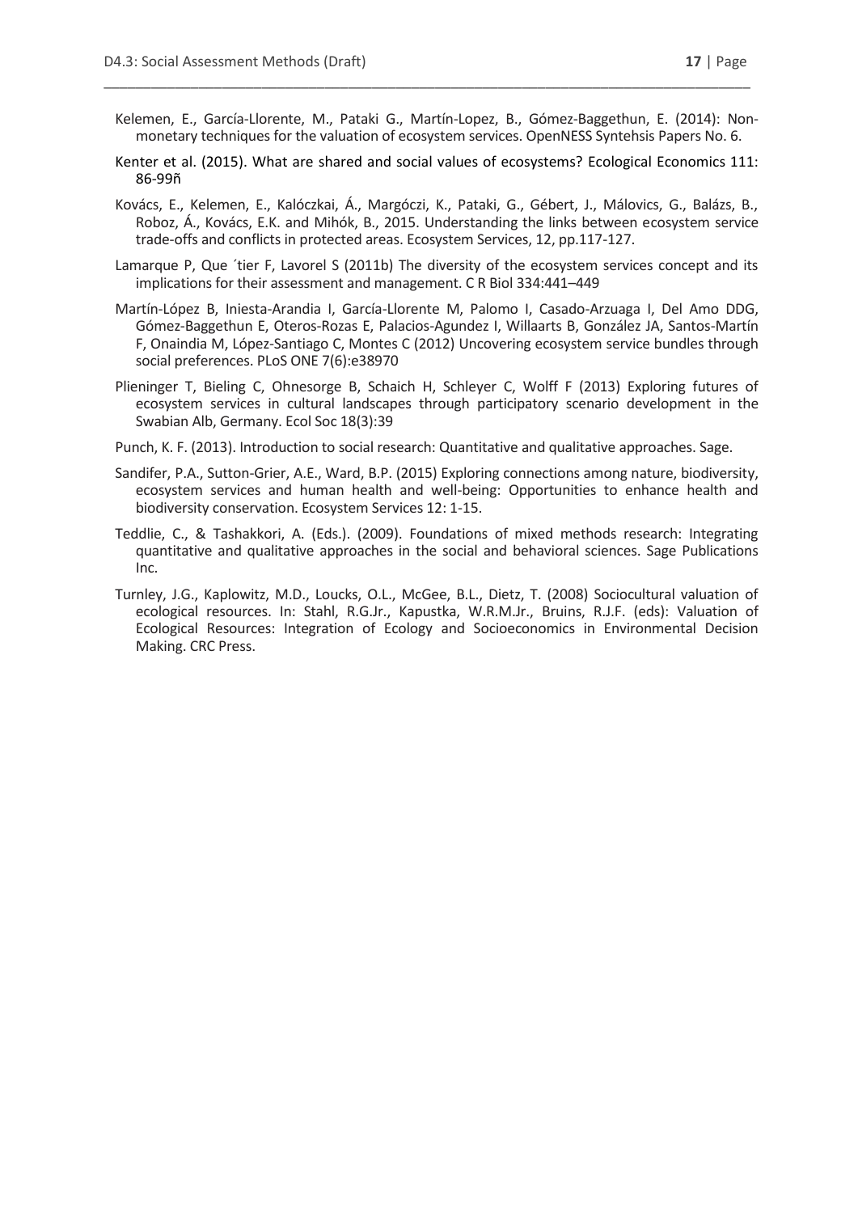Kelemen, E., García-Llorente, M., Pataki G., Martín-Lopez, B., Gómez-Baggethun, E. (2014): Non-monetary techniques for the valuation of ecosystem services. OpenNESS Syntehsis Papers No. 6.

Kenter et al. (2015). What are shared and social values of ecosystems? Ecological Economics 111: 86-99ñ

Kovács, E., Kelemen, E., Kalóczkai, Á., Margóczi, K., Pataki, G., Gébert, J., Málovics, G., Balázs, B., Roboz, Á., Kovács, E.K. and Mihók, B., 2015. Understanding the links between ecosystem service trade-offs and conflicts in protected areas. Ecosystem Services, 12, pp.117-127.

Lamarque P, Que ´tier F, Lavorel S (2011b) The diversity of the ecosystem services concept and its implications for their assessment and management. C R Biol 334:441–449

Martín-López B, Iniesta-Arandia I, García-Llorente M, Palomo I, Casado-Arzuaga I, Del Amo DDG, Gómez-Baggethun E, Oteros-Rozas E, Palacios-Agundez I, Willaarts B, González JA, Santos-Martín F, Onaindia M, López-Santiago C, Montes C (2012) Uncovering ecosystem service bundles through social preferences. PLoS ONE 7(6):e38970

Plieninger T, Bieling C, Ohnesorge B, Schaich H, Schleyer C, Wolff F (2013) Exploring futures of ecosystem services in cultural landscapes through participatory scenario development in the Swabian Alb, Germany. Ecol Soc 18(3):39

Punch, K. F. (2013). Introduction to social research: Quantitative and qualitative approaches. Sage.

Sandifer, P.A., Sutton-Grier, A.E., Ward, B.P. (2015) Exploring connections among nature, biodiversity, ecosystem services and human health and well-being: Opportunities to enhance health and biodiversity conservation. Ecosystem Services 12: 1-15.

Teddlie, C., & Tashakkori, A. (Eds.). (2009). Foundations of mixed methods research: Integrating quantitative and qualitative approaches in the social and behavioral sciences. Sage Publications Inc.

Turnley, J.G., Kaplowitz, M.D., Loucks, O.L., McGee, B.L., Dietz, T. (2008) Sociocultural valuation of ecological resources. In: Stahl, R.G.Jr., Kapustka, W.R.M.Jr., Bruins, R.J.F. (eds): Valuation of Ecological Resources: Integration of Ecology and Socioeconomics in Environmental Decision Making. CRC Press.